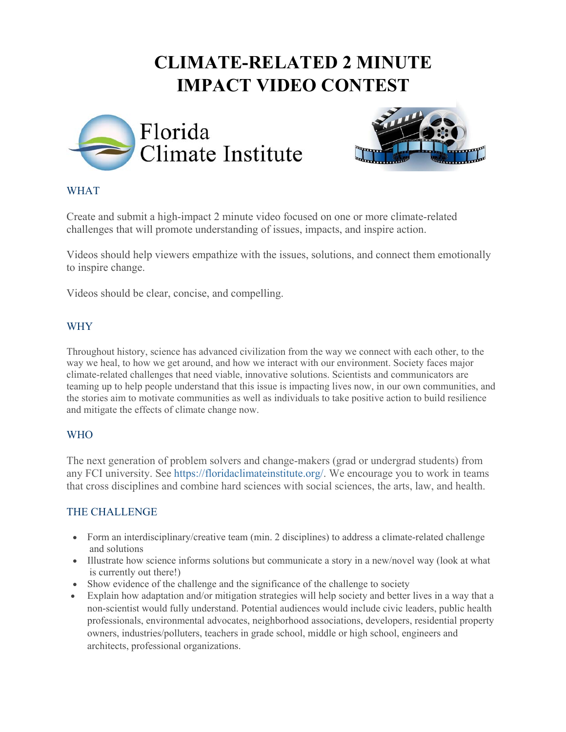# CLIMATE-RELATED 2 MINUTE IMPACT VIDEO CONTEST

Florida Climate Institute

## WHAT

Create and submit a high-impact 2 minute video focused on one or more climate-related challenges that will promote understanding of issues, impacts, and inspire action.

Videos should help viewers empathize with the issues, solutions, and connect them emotionally to inspire change.

Videos should be clear, concise, and compelling.

## WHY

Throughout history, science has advanced civilization from the way we connect with each other, to the way we heal, to how we get around, and how we interact with our environment. Society faces major climate-related challenges that need viable, innovative solutions. Scientists and communicators are teaming up to help people understand that this issue is impacting lives now, in our own communities, and the stories aim to motivate communities as well as individuals to take positive action to build resilience and mitigate the effects of climate change now.

## WHO

The next generation of problem solvers and change-makers (grad or undergrad students) from any FCI university. See https://floridaclimateinstitute.org/. We encourage you to work in teams that cross disciplines and combine hard sciences with social sciences, the arts, law, and health.

## THE CHALLENGE

- Form an interdisciplinary/creative team (min. 2 disciplines) to address a climate-related challenge and solutions
- Illustrate how science informs solutions but communicate a story in a new/novel way (look at what is currently out there!)
- Show evidence of the challenge and the significance of the challenge to society
- Explain how adaptation and/or mitigation strategies will help society and better lives in a way that a non-scientist would fully understand. Potential audiences would include civic leaders, public health professionals, environmental advocates, neighborhood associations, developers, residential property owners, industries/polluters, teachers in grade school, middle or high school, engineers and architects, professional organizations.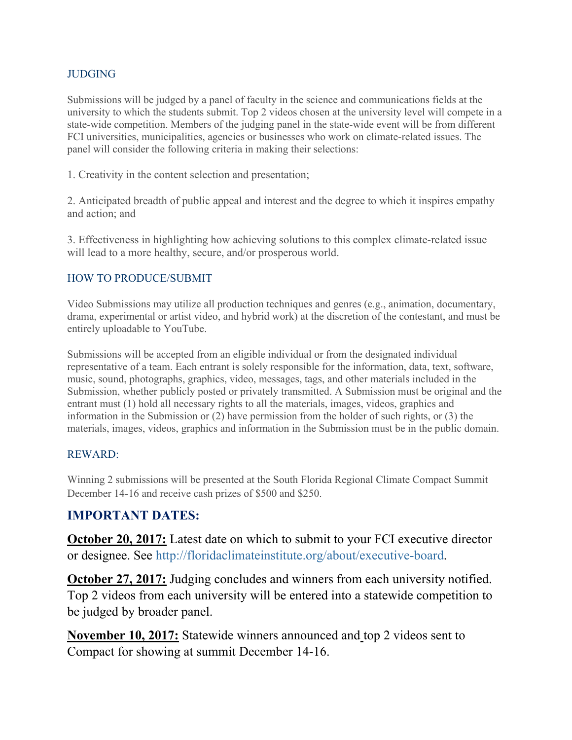## JUDGING

Submissions will be judged by a panel of faculty in the science and communications fields at the university to which the students submit. Top 2 videos chosen at the university level will compete in a state-wide competition. Members of the judging panel in the state-wide event will be from different FCI universities, municipalities, agencies or businesses who work on climate-related issues. The panel will consider the following criteria in making their selections:

1. Creativity in the content selection and presentation;

2. Anticipated breadth of public appeal and interest and the degree to which it inspires empathy and action; and

3. Effectiveness in highlighting how achieving solutions to this complex climate-related issue will lead to a more healthy, secure, and/or prosperous world.

## HOW TO PRODUCE/SUBMIT

Video Submissions may utilize all production techniques and genres (e.g., animation, documentary, drama, experimental or artist video, and hybrid work) at the discretion of the contestant, and must be entirely uploadable to YouTube.

Submissions will be accepted from an eligible individual or from the designated individual representative of a team. Each entrant is solely responsible for the information, data, text, software, music, sound, photographs, graphics, video, messages, tags, and other materials included in the Submission, whether publicly posted or privately transmitted. A Submission must be original and the entrant must (1) hold all necessary rights to all the materials, images, videos, graphics and information in the Submission or (2) have permission from the holder of such rights, or (3) the materials, images, videos, graphics and information in the Submission must be in the public domain.

## REWARD:

Winning 2 submissions will be presented at the South Florida Regional Climate Compact Summit December 14-16 and receive cash prizes of $500 and $250.

## IMPORTANT DATES:

**October 20, 2017:** Latest date on which to submit to your FCI executive director or designee. See http://floridaclimateinstitute.org/about/executive-board.

**October 27, 2017:** Judging concludes and winners from each university notified. Top 2 videos from each university will be entered into a statewide competition to be judged by broader panel.

**November 10, 2017:** Statewide winners announced and top 2 videos sent to Compact for showing at summit December 14-16.